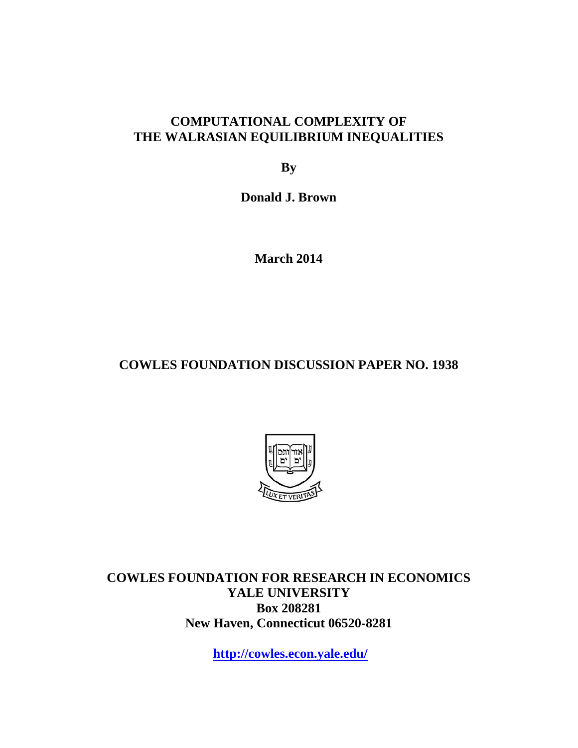# COMPUTATIONAL COMPLEXITY OF THE WALRASIAN EQUILIBRIUM INEQUALITIES

**By**

**Donald J. Brown**

**March 2014**

**COWLES FOUNDATION DISCUSSION PAPER NO. 1938**

**COWLES FOUNDATION FOR RESEARCH IN ECONOMICS**
**YALE UNIVERSITY**
**Box 208281**
**New Haven, Connecticut 06520-8281**

**http://cowles.econ.yale.edu/**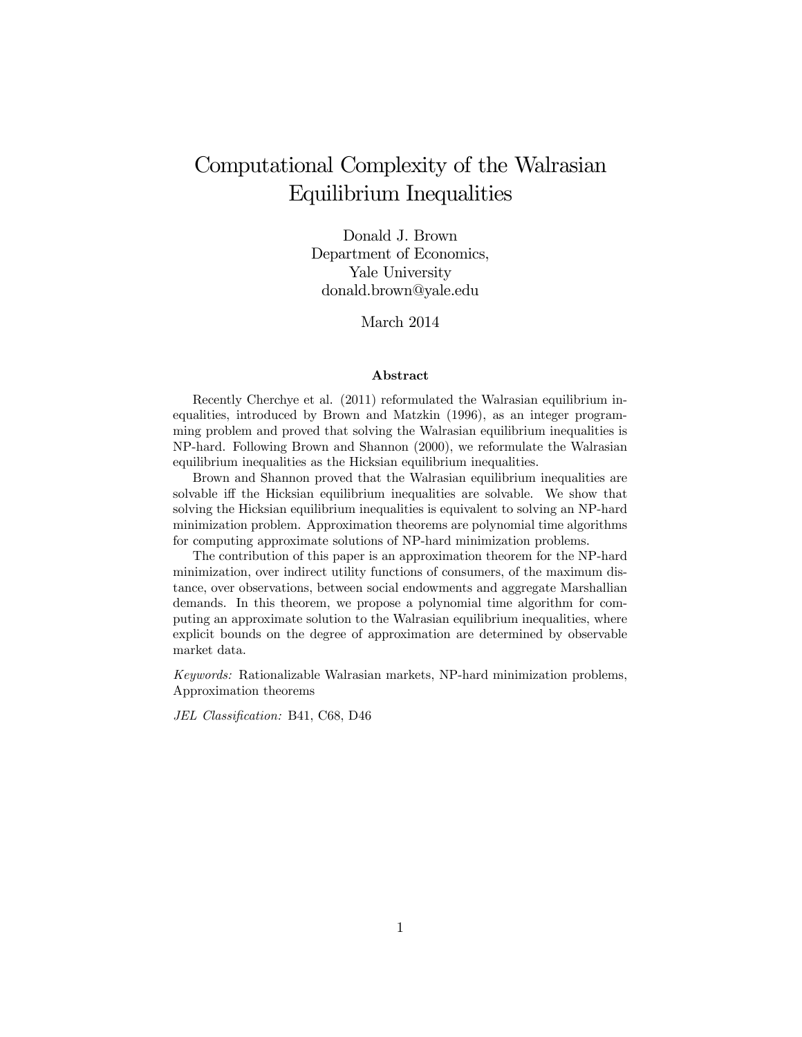# Computational Complexity of the Walrasian Equilibrium Inequalities

Donald J. Brown
Department of Economics,
Yale University
donald.brown@yale.edu

March 2014

### Abstract

Recently Cherchye et al. (2011) reformulated the Walrasian equilibrium inequalities, introduced by Brown and Matzkin (1996), as an integer programming problem and proved that solving the Walrasian equilibrium inequalities is NP-hard. Following Brown and Shannon (2000), we reformulate the Walrasian equilibrium inequalities as the Hicksian equilibrium inequalities.

Brown and Shannon proved that the Walrasian equilibrium inequalities are solvable iff the Hicksian equilibrium inequalities are solvable. We show that solving the Hicksian equilibrium inequalities is equivalent to solving an NP-hard minimization problem. Approximation theorems are polynomial time algorithms for computing approximate solutions of NP-hard minimization problems.

The contribution of this paper is an approximation theorem for the NP-hard minimization, over indirect utility functions of consumers, of the maximum distance, over observations, between social endowments and aggregate Marshallian demands. In this theorem, we propose a polynomial time algorithm for computing an approximate solution to the Walrasian equilibrium inequalities, where explicit bounds on the degree of approximation are determined by observable market data.

*Keywords:* Rationalizable Walrasian markets, NP-hard minimization problems, Approximation theorems

*JEL Classification:* B41, C68, D46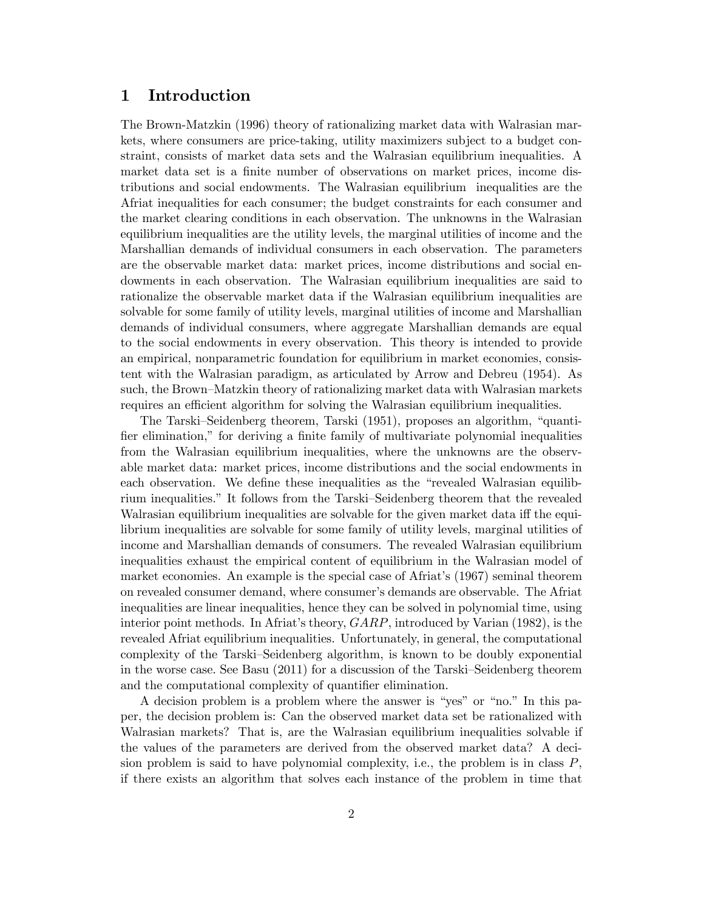# 1 Introduction

The Brown-Matzkin (1996) theory of rationalizing market data with Walrasian markets, where consumers are price-taking, utility maximizers subject to a budget constraint, consists of market data sets and the Walrasian equilibrium inequalities. A market data set is a finite number of observations on market prices, income distributions and social endowments. The Walrasian equilibrium inequalities are the Afriat inequalities for each consumer; the budget constraints for each consumer and the market clearing conditions in each observation. The unknowns in the Walrasian equilibrium inequalities are the utility levels, the marginal utilities of income and the Marshallian demands of individual consumers in each observation. The parameters are the observable market data: market prices, income distributions and social endowments in each observation. The Walrasian equilibrium inequalities are said to rationalize the observable market data if the Walrasian equilibrium inequalities are solvable for some family of utility levels, marginal utilities of income and Marshallian demands of individual consumers, where aggregate Marshallian demands are equal to the social endowments in every observation. This theory is intended to provide an empirical, nonparametric foundation for equilibrium in market economies, consistent with the Walrasian paradigm, as articulated by Arrow and Debreu (1954). As such, the Brown–Matzkin theory of rationalizing market data with Walrasian markets requires an efficient algorithm for solving the Walrasian equilibrium inequalities.

The Tarski–Seidenberg theorem, Tarski (1951), proposes an algorithm, "quantifier elimination," for deriving a finite family of multivariate polynomial inequalities from the Walrasian equilibrium inequalities, where the unknowns are the observable market data: market prices, income distributions and the social endowments in each observation. We define these inequalities as the "revealed Walrasian equilibrium inequalities." It follows from the Tarski–Seidenberg theorem that the revealed Walrasian equilibrium inequalities are solvable for the given market data iff the equilibrium inequalities are solvable for some family of utility levels, marginal utilities of income and Marshallian demands of consumers. The revealed Walrasian equilibrium inequalities exhaust the empirical content of equilibrium in the Walrasian model of market economies. An example is the special case of Afriat's (1967) seminal theorem on revealed consumer demand, where consumer's demands are observable. The Afriat inequalities are linear inequalities, hence they can be solved in polynomial time, using interior point methods. In Afriat's theory, *GARP*, introduced by Varian (1982), is the revealed Afriat equilibrium inequalities. Unfortunately, in general, the computational complexity of the Tarski–Seidenberg algorithm, is known to be doubly exponential in the worse case. See Basu (2011) for a discussion of the Tarski–Seidenberg theorem and the computational complexity of quantifier elimination.

A decision problem is a problem where the answer is "yes" or "no." In this paper, the decision problem is: Can the observed market data set be rationalized with Walrasian markets? That is, are the Walrasian equilibrium inequalities solvable if the values of the parameters are derived from the observed market data? A decision problem is said to have polynomial complexity, i.e., the problem is in class $P$, if there exists an algorithm that solves each instance of the problem in time that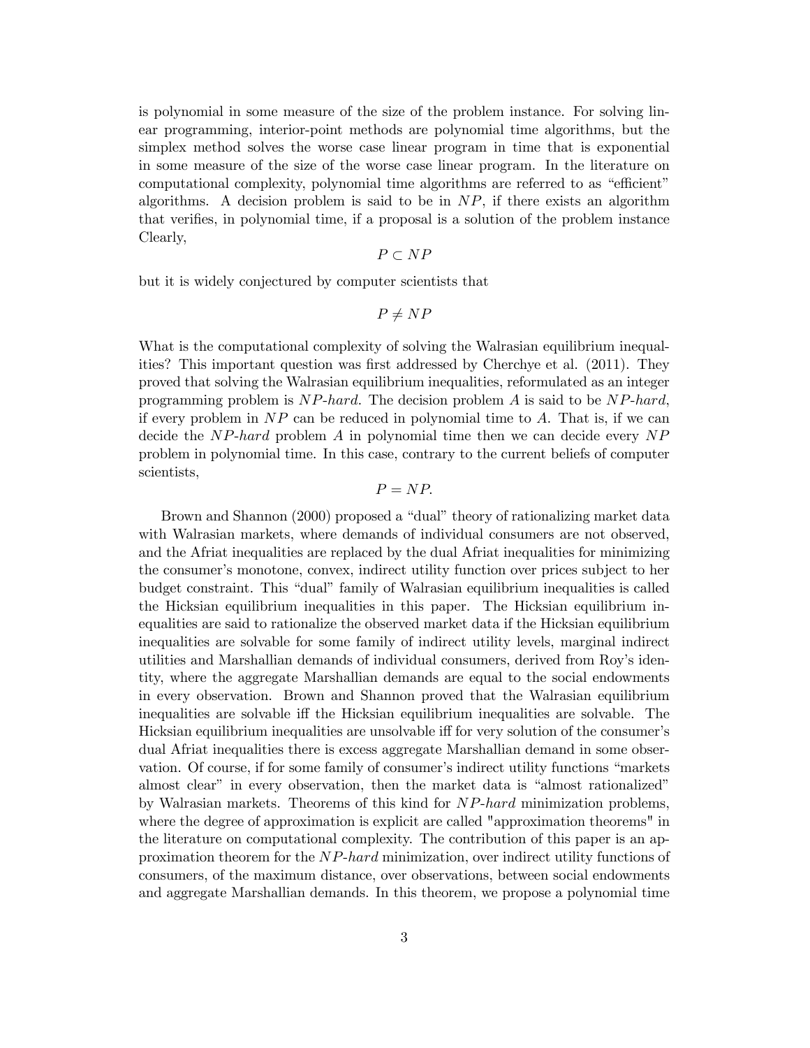is polynomial in some measure of the size of the problem instance. For solving linear programming, interior-point methods are polynomial time algorithms, but the simplex method solves the worse case linear program in time that is exponential in some measure of the size of the worse case linear program. In the literature on computational complexity, polynomial time algorithms are referred to as "efficient" algorithms. A decision problem is said to be in $NP$, if there exists an algorithm that verifies, in polynomial time, if a proposal is a solution of the problem instance Clearly,

$$P \subset NP$$

but it is widely conjectured by computer scientists that

$$P \neq NP$$

What is the computational complexity of solving the Walrasian equilibrium inequalities? This important question was first addressed by Cherchye et al. (2011). They proved that solving the Walrasian equilibrium inequalities, reformulated as an integer programming problem is $NP$-*hard*. The decision problem $A$ is said to be $NP$-*hard*, if every problem in $NP$ can be reduced in polynomial time to $A$. That is, if we can decide the $NP$-*hard* problem $A$ in polynomial time then we can decide every $NP$ problem in polynomial time. In this case, contrary to the current beliefs of computer scientists,

$$P = NP.$$

Brown and Shannon (2000) proposed a "dual" theory of rationalizing market data with Walrasian markets, where demands of individual consumers are not observed, and the Afriat inequalities are replaced by the dual Afriat inequalities for minimizing the consumer's monotone, convex, indirect utility function over prices subject to her budget constraint. This "dual" family of Walrasian equilibrium inequalities is called the Hicksian equilibrium inequalities in this paper. The Hicksian equilibrium inequalities are said to rationalize the observed market data if the Hicksian equilibrium inequalities are solvable for some family of indirect utility levels, marginal indirect utilities and Marshallian demands of individual consumers, derived from Roy's identity, where the aggregate Marshallian demands are equal to the social endowments in every observation. Brown and Shannon proved that the Walrasian equilibrium inequalities are solvable iff the Hicksian equilibrium inequalities are solvable. The Hicksian equilibrium inequalities are unsolvable iff for very solution of the consumer's dual Afriat inequalities there is excess aggregate Marshallian demand in some observation. Of course, if for some family of consumer's indirect utility functions "markets almost clear" in every observation, then the market data is "almost rationalized" by Walrasian markets. Theorems of this kind for $NP$-*hard* minimization problems, where the degree of approximation is explicit are called "approximation theorems" in the literature on computational complexity. The contribution of this paper is an approximation theorem for the $NP$-*hard* minimization, over indirect utility functions of consumers, of the maximum distance, over observations, between social endowments and aggregate Marshallian demands. In this theorem, we propose a polynomial time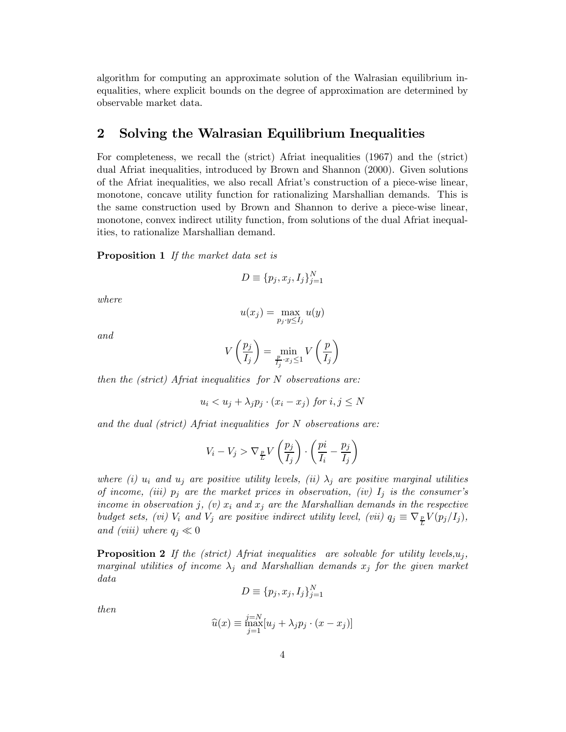algorithm for computing an approximate solution of the Walrasian equilibrium inequalities, where explicit bounds on the degree of approximation are determined by observable market data.

## 2 Solving the Walrasian Equilibrium Inequalities

For completeness, we recall the (strict) Afriat inequalities (1967) and the (strict) dual Afriat inequalities, introduced by Brown and Shannon (2000). Given solutions of the Afriat inequalities, we also recall Afriat's construction of a piece-wise linear, monotone, concave utility function for rationalizing Marshallian demands. This is the same construction used by Brown and Shannon to derive a piece-wise linear, monotone, convex indirect utility function, from solutions of the dual Afriat inequalities, to rationalize Marshallian demand.

**Proposition 1** *If the market data set is*

$$D \equiv \{p_j, x_j, I_j\}_{j=1}^{N}$$

*where*

$$u(x_j) = \max_{p_j \cdot y \leq I_j} u(y)$$

*and*

$$V\left(\frac{p_j}{I_j}\right) = \min_{\frac{p}{I_j} \cdot x_j \leq 1} V\left(\frac{p}{I_j}\right)$$

*then the (strict) Afriat inequalities for $N$ observations are:*

$$u_i < u_j + \lambda_j p_j \cdot (x_i - x_j) \text{ for } i, j \leq N$$

*and the dual (strict) Afriat inequalities for $N$ observations are:*

$$V_i - V_j > \nabla_{\frac{p}{L}} V\left(\frac{p_j}{I_j}\right) \cdot \left(\frac{pi}{I_i} - \frac{p_j}{I_j}\right)$$

*where (i) $u_i$ and $u_j$ are positive utility levels, (ii) $\lambda_j$ are positive marginal utilities of income, (iii) $p_j$ are the market prices in observation, (iv) $I_j$ is the consumer's income in observation $j$, (v) $x_i$ and $x_j$ are the Marshallian demands in the respective budget sets, (vi) $V_i$ and $V_j$ are positive indirect utility level, (vii) $q_j \equiv \nabla_{\frac{p}{L}} V(p_j/I_j)$, and (viii) where $q_j \ll 0$*

**Proposition 2** *If the (strict) Afriat inequalities are solvable for utility levels, $u_j$, marginal utilities of income $\lambda_j$ and Marshallian demands $x_j$ for the given market data*

$$D \equiv \{p_j, x_j, I_j\}_{j=1}^{N}$$

*then*

$$\widehat{u}(x) \equiv \max_{j=1}^{j=N} [u_j + \lambda_j p_j \cdot (x - x_j)]$$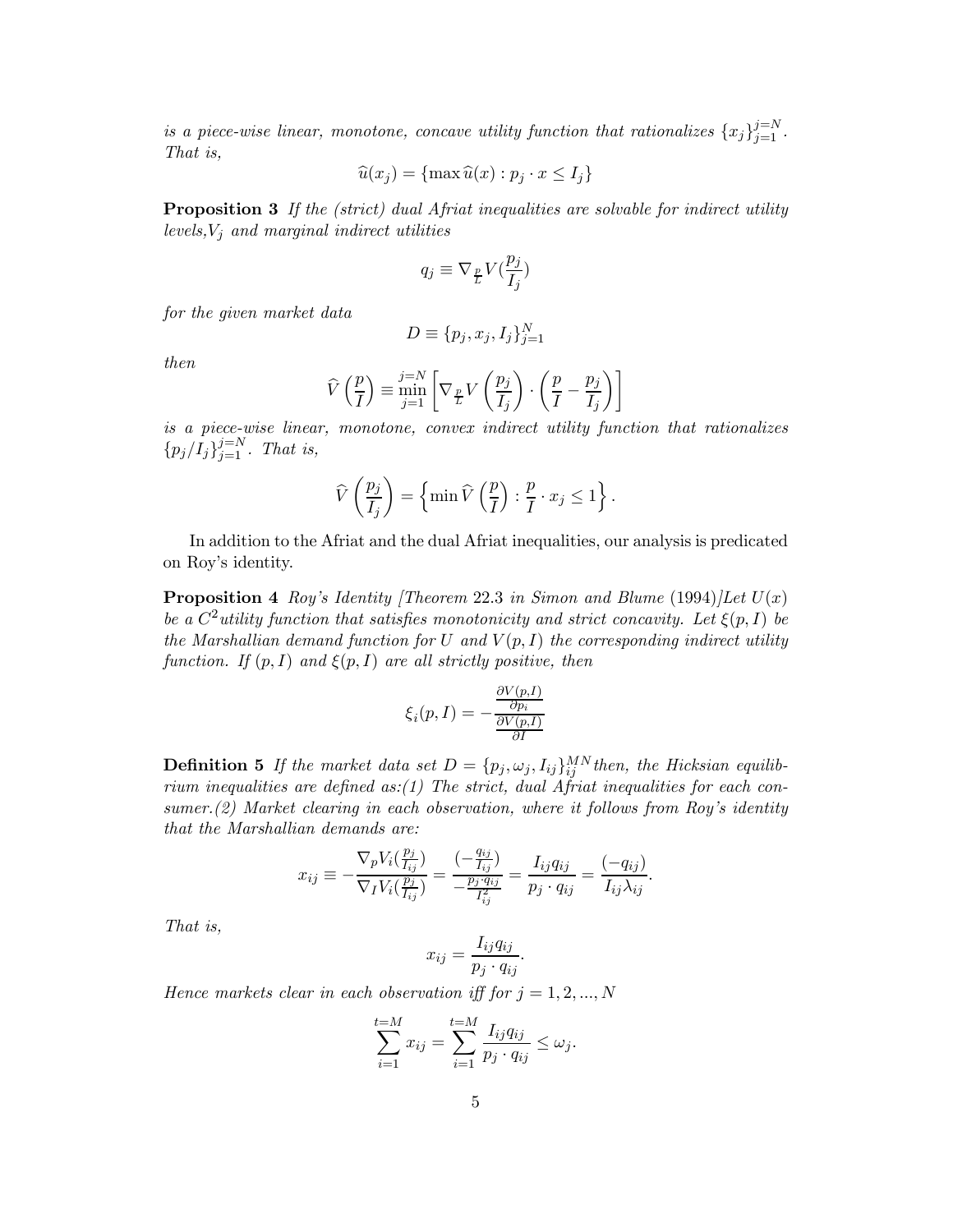*is a piece-wise linear, monotone, concave utility function that rationalizes* $\{x_j\}_{j=1}^{j=N}$. *That is,*

$$\widehat{u}(x_j) = \{\max \widehat{u}(x) : p_j \cdot x \le I_j\}$$

**Proposition 3** *If the (strict) dual Afriat inequalities are solvable for indirect utility levels,*$V_j$ *and marginal indirect utilities*

$$q_j \equiv \nabla_{\frac{p}{L}} V(\frac{p_j}{I_j})$$

*for the given market data*

$$D \equiv \{p_j, x_j, I_j\}_{j=1}^{N}$$

*then*

$$\widehat{V}\left(\frac{p}{I}\right) \equiv \min_{j=1}^{j=N} \left[\nabla_{\frac{p}{L}} V\left(\frac{p_j}{I_j}\right) \cdot \left(\frac{p}{I} - \frac{p_j}{I_j}\right)\right]$$

*is a piece-wise linear, monotone, convex indirect utility function that rationalizes* $\{p_j/I_j\}_{j=1}^{j=N}$. *That is,*

$$\widehat{V}\left(\frac{p_j}{I_j}\right) = \left\{\min \widehat{V}\left(\frac{p}{I}\right) : \frac{p}{I} \cdot x_j \le 1\right\}.$$

In addition to the Afriat and the dual Afriat inequalities, our analysis is predicated on Roy's identity.

**Proposition 4** *Roy's Identity [Theorem* 22.3 *in Simon and Blume* (1994)*]Let* $U(x)$ *be a* $C^2$*utility function that satisfies monotonicity and strict concavity. Let* $\xi(p, I)$ *be the Marshallian demand function for* $U$ *and* $V(p, I)$ *the corresponding indirect utility function. If* $(p, I)$ *and* $\xi(p, I)$ *are all strictly positive, then*

$$\xi_i(p, I) = -\frac{\frac{\partial V(p,I)}{\partial p_i}}{\frac{\partial V(p,I)}{\partial I}}$$

**Definition 5** *If the market data set* $D = \{p_j, \omega_j, I_{ij}\}_{ij}^{MN}$ *then, the Hicksian equilibrium inequalities are defined as:(1) The strict, dual Afriat inequalities for each consumer.(2) Market clearing in each observation, where it follows from Roy's identity that the Marshallian demands are:*

$$x_{ij} \equiv -\frac{\nabla_p V_i(\frac{p_j}{I_{ij}})}{\nabla_I V_i(\frac{p_j}{I_{ij}})} = \frac{(-\frac{q_{ij}}{I_{ij}})}{-\frac{p_j \cdot q_{ij}}{I_{ij}^2}} = \frac{I_{ij} q_{ij}}{p_j \cdot q_{ij}} = \frac{(-q_{ij})}{I_{ij} \lambda_{ij}}.$$

*That is,*

$$x_{ij} = \frac{I_{ij} q_{ij}}{p_j \cdot q_{ij}}.$$

*Hence markets clear in each observation iff for* $j = 1, 2, ..., N$

$$\sum_{i=1}^{t=M} x_{ij} = \sum_{i=1}^{t=M} \frac{I_{ij} q_{ij}}{p_j \cdot q_{ij}} \le \omega_j.$$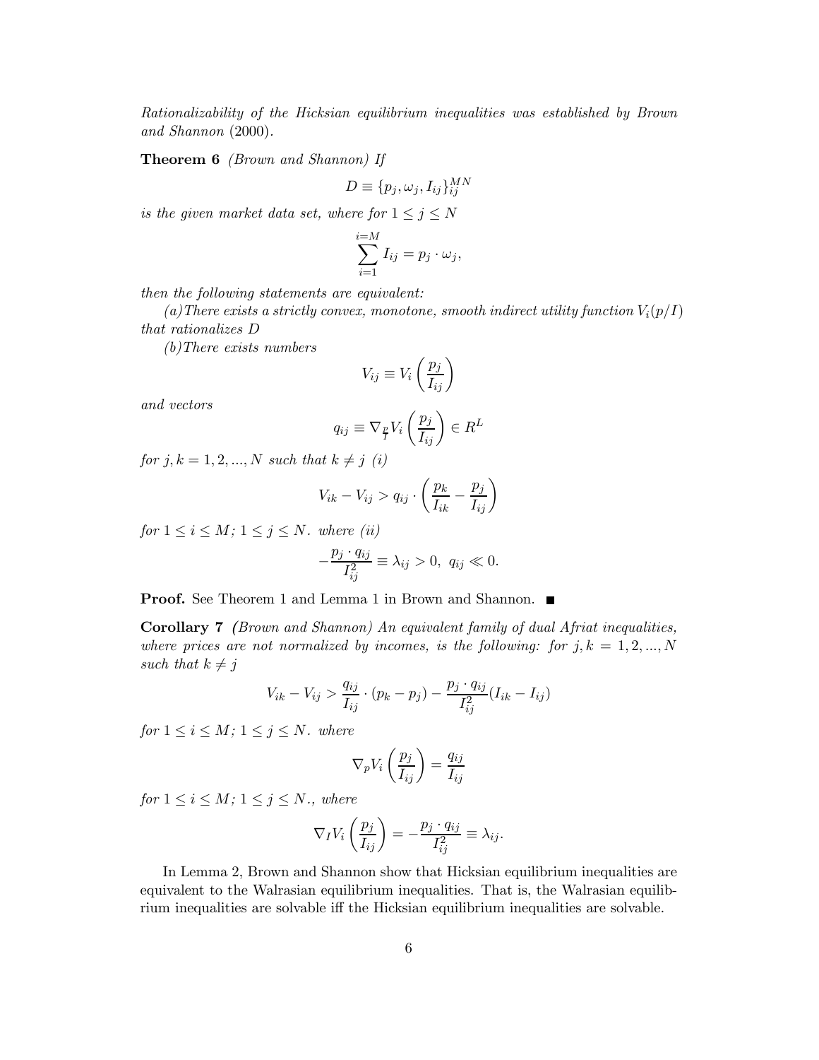*Rationalizability of the Hicksian equilibrium inequalities was established by Brown and Shannon (2000).*

**Theorem 6** *(Brown and Shannon) If*

$$D \equiv \{p_j, \omega_j, I_{ij}\}_{ij}^{MN}$$

*is the given market data set, where for $1 \leq j \leq N$*

$$\sum_{i=1}^{i=M} I_{ij} = p_j \cdot \omega_j,$$

*then the following statements are equivalent:*

*(a)There exists a strictly convex, monotone, smooth indirect utility function $V_i(p/I)$ that rationalizes $D$*

*(b)There exists numbers*

$$V_{ij} \equiv V_i\left(\frac{p_j}{I_{ij}}\right)$$

*and vectors*

$$q_{ij} \equiv \nabla_{\frac{p}{I}} V_i\left(\frac{p_j}{I_{ij}}\right) \in R^L$$

*for $j, k = 1, 2, ..., N$ such that $k \neq j$ (i)*

$$V_{ik} - V_{ij} > q_{ij} \cdot \left(\frac{p_k}{I_{ik}} - \frac{p_j}{I_{ij}}\right)$$

*for $1 \leq i \leq M$; $1 \leq j \leq N$. where (ii)*

$$-\frac{p_j \cdot q_{ij}}{I_{ij}^2} \equiv \lambda_{ij} > 0,\ q_{ij} \ll 0.$$

**Proof.** See Theorem 1 and Lemma 1 in Brown and Shannon. ∎

**Corollary 7** *(Brown and Shannon) An equivalent family of dual Afriat inequalities, where prices are not normalized by incomes, is the following: for $j, k = 1, 2, ..., N$ such that $k \neq j$*

$$V_{ik} - V_{ij} > \frac{q_{ij}}{I_{ij}} \cdot (p_k - p_j) - \frac{p_j \cdot q_{ij}}{I_{ij}^2}(I_{ik} - I_{ij})$$

*for $1 \leq i \leq M$; $1 \leq j \leq N$. where*

$$\nabla_p V_i\left(\frac{p_j}{I_{ij}}\right) = \frac{q_{ij}}{I_{ij}}$$

*for $1 \leq i \leq M$; $1 \leq j \leq N$., where*

$$\nabla_I V_i\left(\frac{p_j}{I_{ij}}\right) = -\frac{p_j \cdot q_{ij}}{I_{ij}^2} \equiv \lambda_{ij}.$$

In Lemma 2, Brown and Shannon show that Hicksian equilibrium inequalities are equivalent to the Walrasian equilibrium inequalities. That is, the Walrasian equilibrium inequalities are solvable iff the Hicksian equilibrium inequalities are solvable.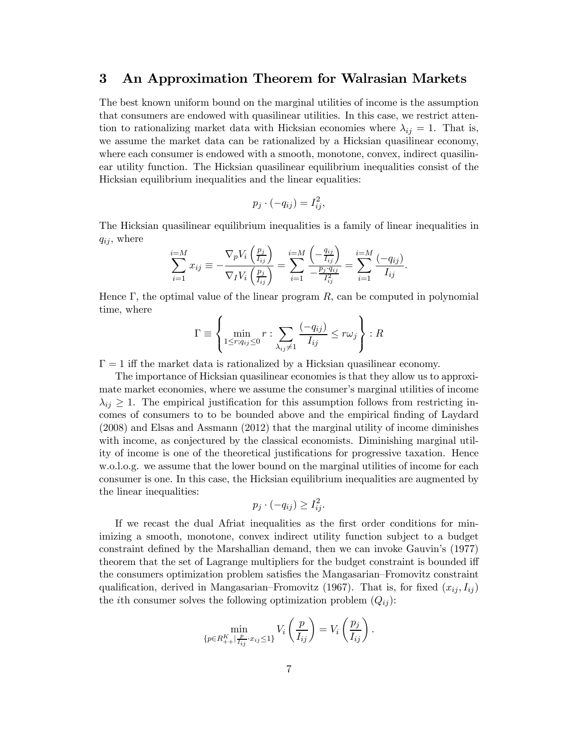## 3 An Approximation Theorem for Walrasian Markets

The best known uniform bound on the marginal utilities of income is the assumption that consumers are endowed with quasilinear utilities. In this case, we restrict attention to rationalizing market data with Hicksian economies where $\lambda_{ij} = 1$. That is, we assume the market data can be rationalized by a Hicksian quasilinear economy, where each consumer is endowed with a smooth, monotone, convex, indirect quasilinear utility function. The Hicksian quasilinear equilibrium inequalities consist of the Hicksian equilibrium inequalities and the linear equalities:

$$p_j \cdot (-q_{ij}) = I_{ij}^2,$$

The Hicksian quasilinear equilibrium inequalities is a family of linear inequalities in $q_{ij}$, where

$$\sum_{i=1}^{i=M} x_{ij} \equiv -\frac{\nabla_p V_i\left(\frac{p_j}{I_{ij}}\right)}{\nabla_I V_i\left(\frac{p_j}{I_{ij}}\right)} = \sum_{i=1}^{i=M} \frac{\left(-\frac{q_{ij}}{I_{ij}}\right)}{-\frac{p_j \cdot q_{ij}}{I_{ij}^2}} = \sum_{i=1}^{i=M} \frac{(-q_{ij})}{I_{ij}}.$$

Hence $\Gamma$, the optimal value of the linear program $R$, can be computed in polynomial time, where

$$\Gamma \equiv \left\{ \min_{1 \leq r; q_{ij} \leq 0} r : \sum_{\lambda_{ij} \neq 1} \frac{(-q_{ij})}{I_{ij}} \leq r\omega_j \right\} : R$$

$\Gamma = 1$ iff the market data is rationalized by a Hicksian quasilinear economy.

The importance of Hicksian quasilinear economies is that they allow us to approximate market economies, where we assume the consumer's marginal utilities of income $\lambda_{ij} \geq 1$. The empirical justification for this assumption follows from restricting incomes of consumers to to be bounded above and the empirical finding of Laydard (2008) and Elsas and Assmann (2012) that the marginal utility of income diminishes with income, as conjectured by the classical economists. Diminishing marginal utility of income is one of the theoretical justifications for progressive taxation. Hence w.o.l.o.g. we assume that the lower bound on the marginal utilities of income for each consumer is one. In this case, the Hicksian equilibrium inequalities are augmented by the linear inequalities:

$$p_j \cdot (-q_{ij}) \geq I_{ij}^2.$$

If we recast the dual Afriat inequalities as the first order conditions for minimizing a smooth, monotone, convex indirect utility function subject to a budget constraint defined by the Marshallian demand, then we can invoke Gauvin's (1977) theorem that the set of Lagrange multipliers for the budget constraint is bounded iff the consumers optimization problem satisfies the Mangasarian–Fromovitz constraint qualification, derived in Mangasarian–Fromovitz (1967). That is, for fixed $(x_{ij}, I_{ij})$ the $i$th consumer solves the following optimization problem $(Q_{ij})$:

$$\min_{\{p \in R_{++}^K | \frac{p}{I_{ij}} \cdot x_{ij} \leq 1\}} V_i\left(\frac{p}{I_{ij}}\right) = V_i\left(\frac{p_j}{I_{ij}}\right).$$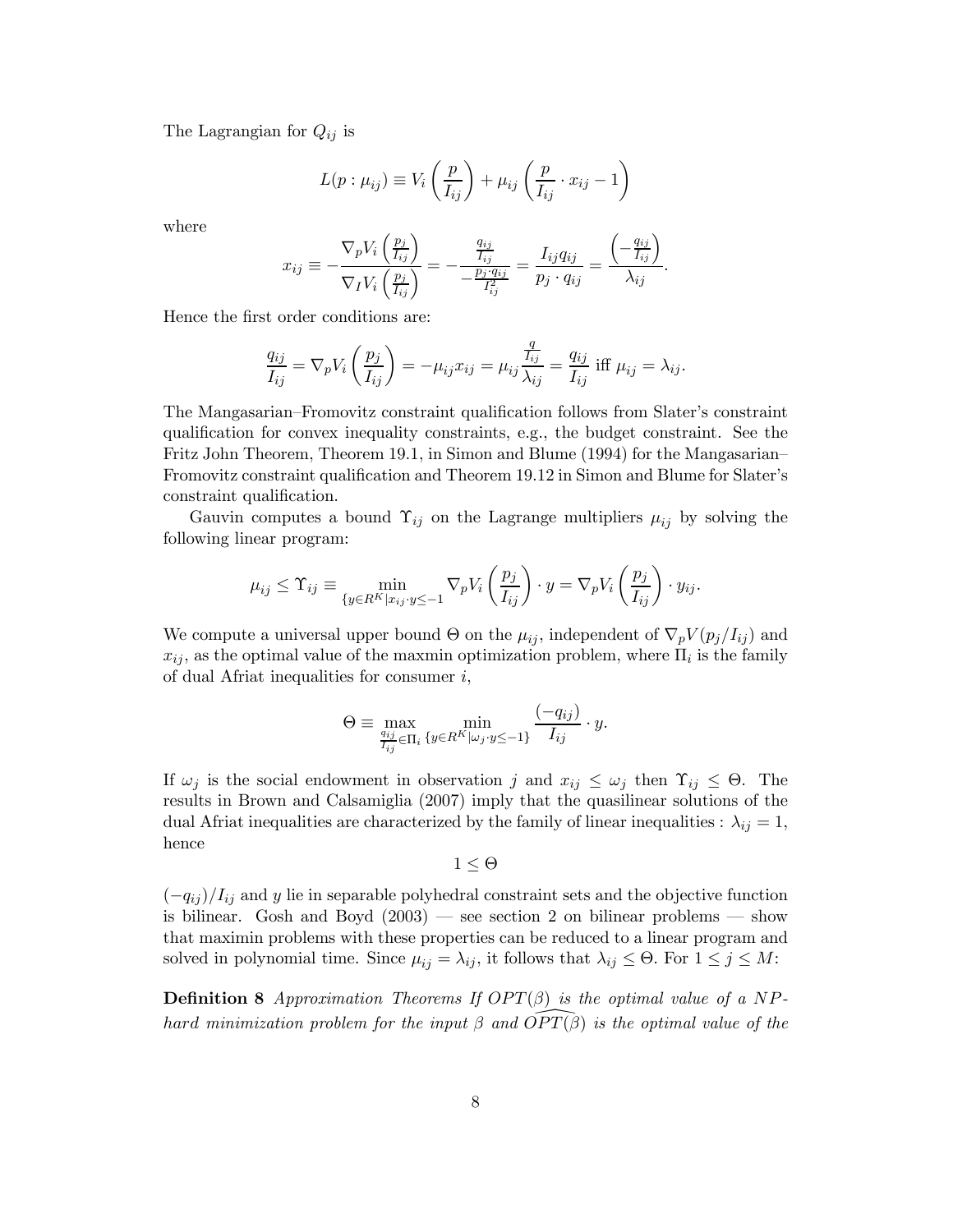The Lagrangian for $Q_{ij}$ is

$$L(p : \mu_{ij}) \equiv V_i\left(\frac{p}{I_{ij}}\right) + \mu_{ij}\left(\frac{p}{I_{ij}} \cdot x_{ij} - 1\right)$$

where

$$x_{ij} \equiv -\frac{\nabla_p V_i\left(\frac{p_j}{I_{ij}}\right)}{\nabla_I V_i\left(\frac{p_j}{I_{ij}}\right)} = -\frac{\frac{q_{ij}}{I_{ij}}}{-\frac{p_j \cdot q_{ij}}{I_{ij}^2}} = \frac{I_{ij} q_{ij}}{p_j \cdot q_{ij}} = \frac{\left(-\frac{q_{ij}}{I_{ij}}\right)}{\lambda_{ij}}.$$

Hence the first order conditions are:

$$\frac{q_{ij}}{I_{ij}} = \nabla_p V_i\left(\frac{p_j}{I_{ij}}\right) = -\mu_{ij} x_{ij} = \mu_{ij} \frac{\frac{q}{I_{ij}}}{\lambda_{ij}} = \frac{q_{ij}}{I_{ij}} \text{ iff } \mu_{ij} = \lambda_{ij}.$$

The Mangasarian–Fromovitz constraint qualification follows from Slater's constraint qualification for convex inequality constraints, e.g., the budget constraint. See the Fritz John Theorem, Theorem 19.1, in Simon and Blume (1994) for the Mangasarian–Fromovitz constraint qualification and Theorem 19.12 in Simon and Blume for Slater's constraint qualification.

Gauvin computes a bound $\Upsilon_{ij}$ on the Lagrange multipliers $\mu_{ij}$ by solving the following linear program:

$$\mu_{ij} \leq \Upsilon_{ij} \equiv \min_{\{y \in R^K | x_{ij} \cdot y \leq -1} \nabla_p V_i\left(\frac{p_j}{I_{ij}}\right) \cdot y = \nabla_p V_i\left(\frac{p_j}{I_{ij}}\right) \cdot y_{ij}.$$

We compute a universal upper bound $\Theta$ on the $\mu_{ij}$, independent of $\nabla_p V(p_j/I_{ij})$ and $x_{ij}$, as the optimal value of the maxmin optimization problem, where $\Pi_i$ is the family of dual Afriat inequalities for consumer $i$,

$$\Theta \equiv \max_{\frac{q_{ij}}{I_{ij}} \in \Pi_i} \min_{\{y \in R^K | \omega_j \cdot y \leq -1\}} \frac{(-q_{ij})}{I_{ij}} \cdot y.$$

If $\omega_j$ is the social endowment in observation $j$ and $x_{ij} \leq \omega_j$ then $\Upsilon_{ij} \leq \Theta$. The results in Brown and Calsamiglia (2007) imply that the quasilinear solutions of the dual Afriat inequalities are characterized by the family of linear inequalities : $\lambda_{ij} = 1$, hence

$$1 \leq \Theta$$

$(-q_{ij})/I_{ij}$ and $y$ lie in separable polyhedral constraint sets and the objective function is bilinear. Gosh and Boyd (2003) — see section 2 on bilinear problems — show that maximin problems with these properties can be reduced to a linear program and solved in polynomial time. Since $\mu_{ij} = \lambda_{ij}$, it follows that $\lambda_{ij} \leq \Theta$. For $1 \leq j \leq M$:

**Definition 8** *Approximation Theorems If $OPT(\beta)$ is the optimal value of a NP-hard minimization problem for the input $\beta$ and $\widehat{OPT(\beta)}$ is the optimal value of the*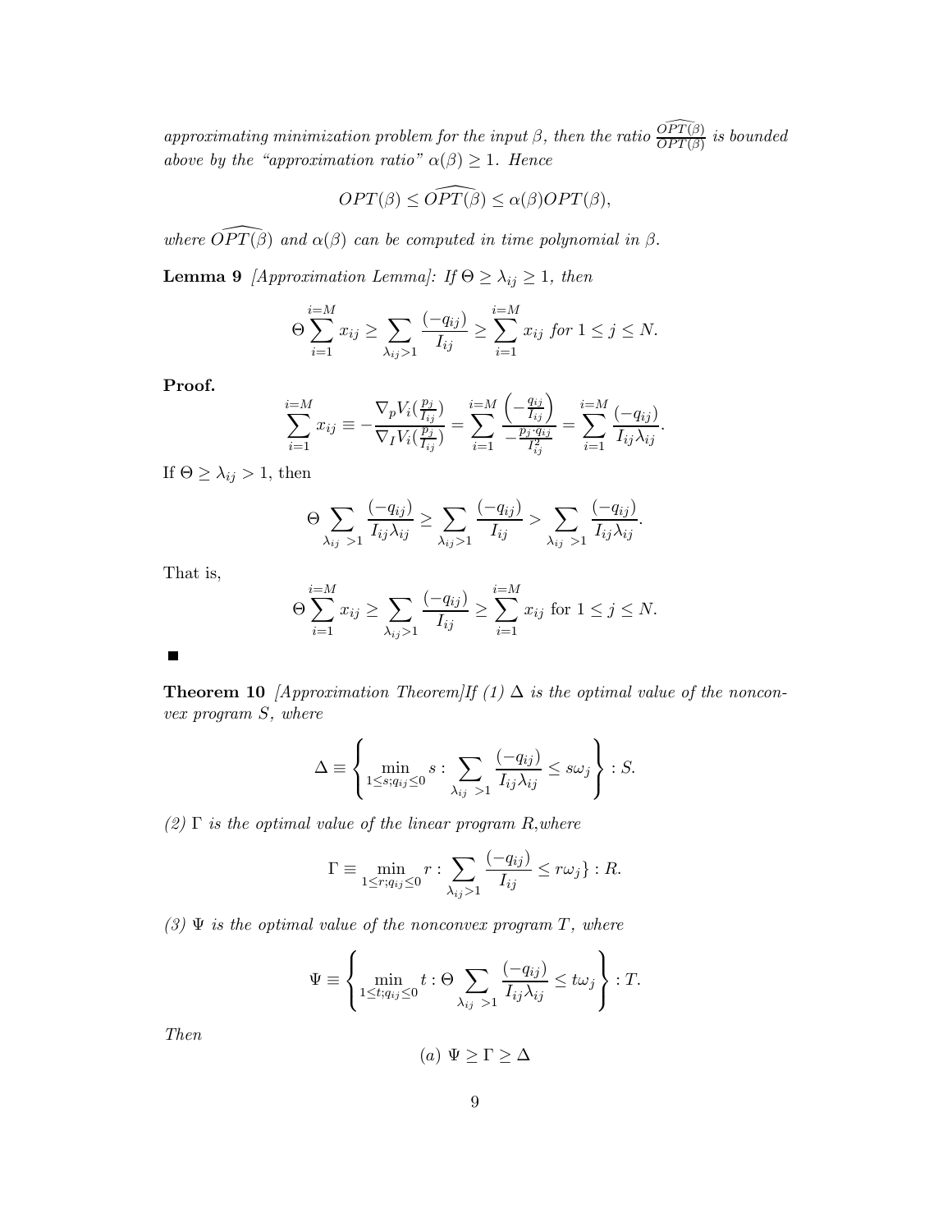*approximating minimization problem for the input $\beta$, then the ratio $\frac{\widehat{OPT(\beta)}}{OPT(\beta)}$ is bounded above by the "approximation ratio" $\alpha(\beta) \geq 1$. Hence*

$$OPT(\beta) \leq \widehat{OPT(\beta)} \leq \alpha(\beta) OPT(\beta),$$

*where $\widehat{OPT(\beta)}$ and $\alpha(\beta)$ can be computed in time polynomial in $\beta$.*

**Lemma 9** *[Approximation Lemma]: If $\Theta \geq \lambda_{ij} \geq 1$, then*

$$\Theta \sum_{i=1}^{i=M} x_{ij} \geq \sum_{\lambda_{ij}>1} \frac{(-q_{ij})}{I_{ij}} \geq \sum_{i=1}^{i=M} x_{ij} \text{ for } 1 \leq j \leq N.$$

**Proof.**

$$\sum_{i=1}^{i=M} x_{ij} \equiv -\frac{\nabla_p V_i(\frac{p_j}{I_{ij}})}{\nabla_I V_i(\frac{p_j}{I_{ij}})} = \sum_{i=1}^{i=M} \frac{\left(-\frac{q_{ij}}{I_{ij}}\right)}{-\frac{p_j \cdot q_{ij}}{I_{ij}^2}} = \sum_{i=1}^{i=M} \frac{(-q_{ij})}{I_{ij}\lambda_{ij}}.$$

If $\Theta \geq \lambda_{ij} > 1$, then

$$\Theta \sum_{\lambda_{ij}>1} \frac{(-q_{ij})}{I_{ij}\lambda_{ij}} \geq \sum_{\lambda_{ij}>1} \frac{(-q_{ij})}{I_{ij}} > \sum_{\lambda_{ij}>1} \frac{(-q_{ij})}{I_{ij}\lambda_{ij}}.$$

That is,

$$\Theta \sum_{i=1}^{i=M} x_{ij} \geq \sum_{\lambda_{ij}>1} \frac{(-q_{ij})}{I_{ij}} \geq \sum_{i=1}^{i=M} x_{ij} \text{ for } 1 \leq j \leq N.$$

■

**Theorem 10** *[Approximation Theorem]If (1) $\Delta$ is the optimal value of the nonconvex program $S$, where*

$$\Delta \equiv \left\{ \min_{1 \leq s; q_{ij} \leq 0} s : \sum_{\lambda_{ij}>1} \frac{(-q_{ij})}{I_{ij}\lambda_{ij}} \leq s\omega_j \right\} : S.$$

*(2) $\Gamma$ is the optimal value of the linear program $R$,where*

$$\Gamma \equiv \min_{1 \leq r; q_{ij} \leq 0} r : \sum_{\lambda_{ij}>1} \frac{(-q_{ij})}{I_{ij}} \leq r\omega_j\} : R.$$

*(3) $\Psi$ is the optimal value of the nonconvex program $T$, where*

$$\Psi \equiv \left\{ \min_{1 \leq t; q_{ij} \leq 0} t : \Theta \sum_{\lambda_{ij}>1} \frac{(-q_{ij})}{I_{ij}\lambda_{ij}} \leq t\omega_j \right\} : T.$$

*Then*

$$(a)\ \Psi \geq \Gamma \geq \Delta$$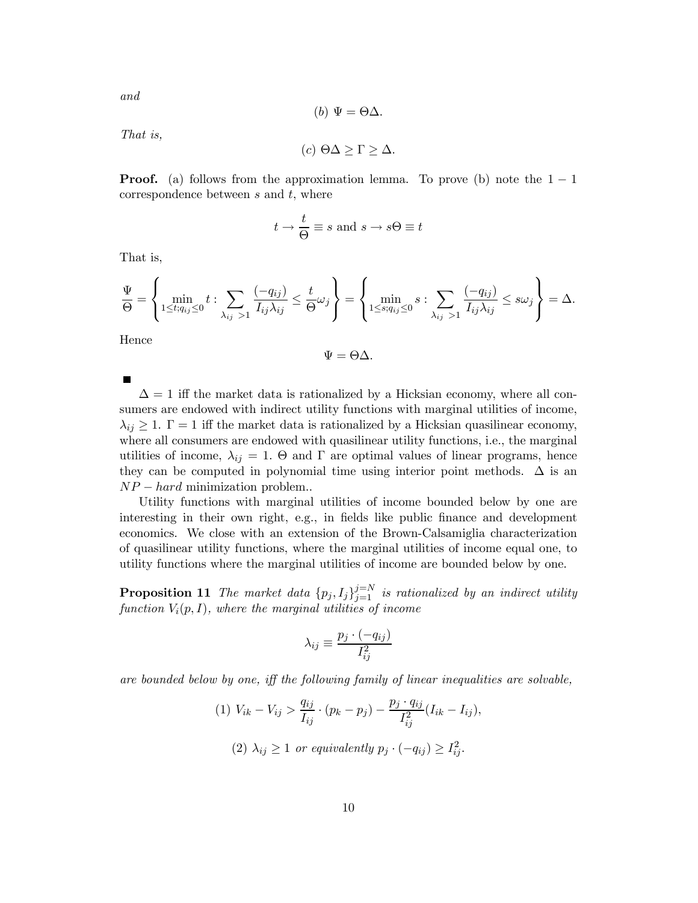*and*

$$(b)\ \Psi = \Theta\Delta.$$

*That is,*

$$(c)\ \Theta\Delta \geq \Gamma \geq \Delta.$$

**Proof.** (a) follows from the approximation lemma. To prove (b) note the $1-1$ correspondence between $s$ and $t$, where

$$t \to \frac{t}{\Theta} \equiv s \text{ and } s \to s\Theta \equiv t$$

That is,

$$\frac{\Psi}{\Theta} = \left\{ \min_{1 \leq t; q_{ij} \leq 0} t : \sum_{\lambda_{ij} > 1} \frac{(-q_{ij})}{I_{ij}\lambda_{ij}} \leq \frac{t}{\Theta}\omega_j \right\} = \left\{ \min_{1 \leq s; q_{ij} \leq 0} s : \sum_{\lambda_{ij} > 1} \frac{(-q_{ij})}{I_{ij}\lambda_{ij}} \leq s\omega_j \right\} = \Delta.$$

Hence

$$\Psi = \Theta\Delta.$$

■

$\Delta = 1$ iff the market data is rationalized by a Hicksian economy, where all consumers are endowed with indirect utility functions with marginal utilities of income, $\lambda_{ij} \geq 1$. $\Gamma = 1$ iff the market data is rationalized by a Hicksian quasilinear economy, where all consumers are endowed with quasilinear utility functions, i.e., the marginal utilities of income, $\lambda_{ij} = 1$. $\Theta$ and $\Gamma$ are optimal values of linear programs, hence they can be computed in polynomial time using interior point methods. $\Delta$ is an $NP-hard$ minimization problem..

Utility functions with marginal utilities of income bounded below by one are interesting in their own right, e.g., in fields like public finance and development economics. We close with an extension of the Brown-Calsamiglia characterization of quasilinear utility functions, where the marginal utilities of income equal one, to utility functions where the marginal utilities of income are bounded below by one.

**Proposition 11** *The market data* $\{p_j, I_j\}_{j=1}^{j=N}$ *is rationalized by an indirect utility function* $V_i(p, I)$*, where the marginal utilities of income*

$$\lambda_{ij} \equiv \frac{p_j \cdot (-q_{ij})}{I_{ij}^2}$$

*are bounded below by one, iff the following family of linear inequalities are solvable,*

$$(1)\ V_{ik} - V_{ij} > \frac{q_{ij}}{I_{ij}} \cdot (p_k - p_j) - \frac{p_j \cdot q_{ij}}{I_{ij}^2}(I_{ik} - I_{ij}),$$

$$(2)\ \lambda_{ij} \geq 1 \text{ or equivalently } p_j \cdot (-q_{ij}) \geq I_{ij}^2.$$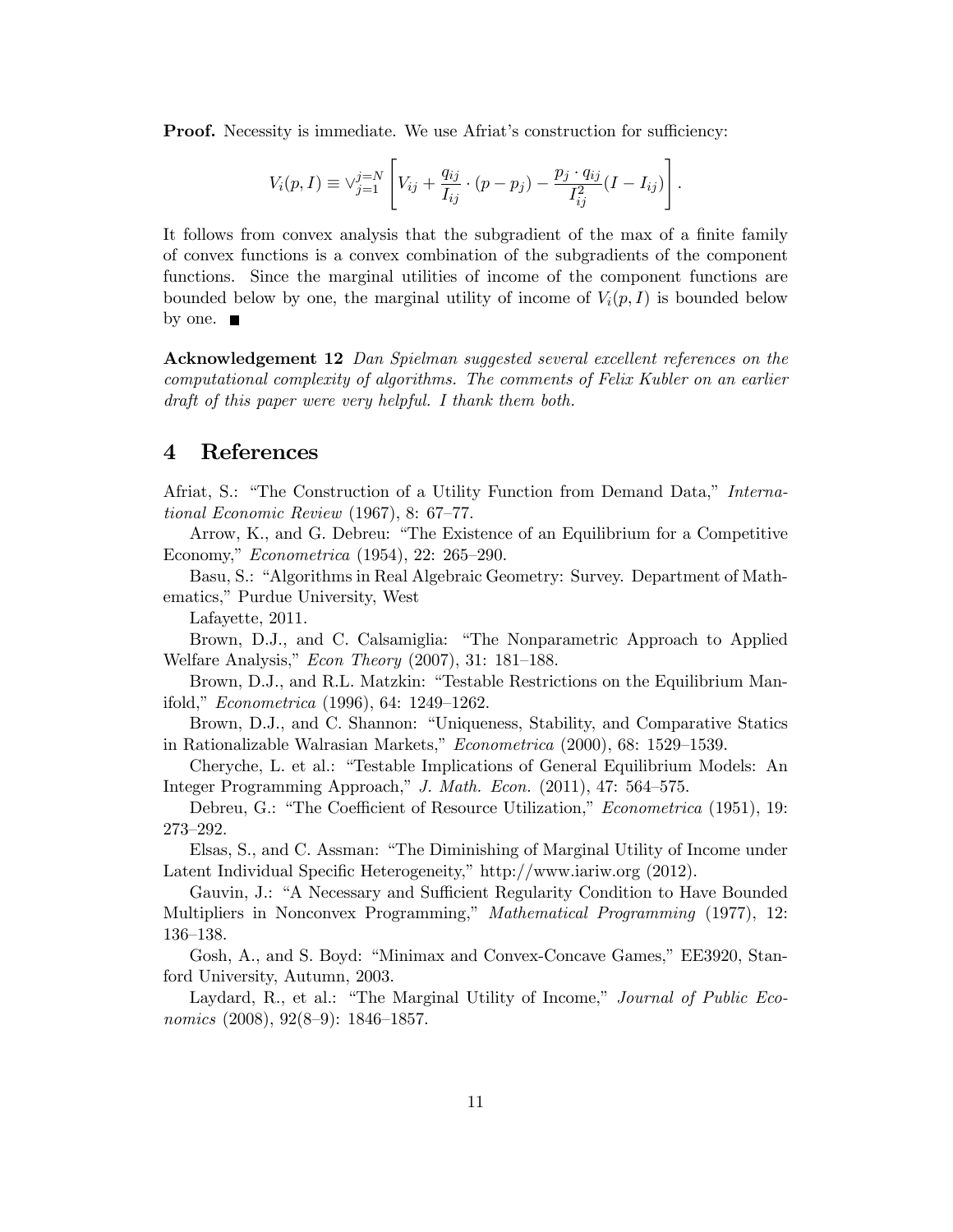**Proof.** Necessity is immediate. We use Afriat's construction for sufficiency:

$$V_i(p, I) \equiv \vee_{j=1}^{j=N} \left[ V_{ij} + \frac{q_{ij}}{I_{ij}} \cdot (p - p_j) - \frac{p_j \cdot q_{ij}}{I_{ij}^2}(I - I_{ij}) \right].$$

It follows from convex analysis that the subgradient of the max of a finite family of convex functions is a convex combination of the subgradients of the component functions. Since the marginal utilities of income of the component functions are bounded below by one, the marginal utility of income of $V_i(p, I)$ is bounded below by one. ■

**Acknowledgement 12** *Dan Spielman suggested several excellent references on the computational complexity of algorithms. The comments of Felix Kubler on an earlier draft of this paper were very helpful. I thank them both.*

# 4 References

Afriat, S.: "The Construction of a Utility Function from Demand Data," *International Economic Review* (1967), 8: 67–77.

Arrow, K., and G. Debreu: "The Existence of an Equilibrium for a Competitive Economy," *Econometrica* (1954), 22: 265–290.

Basu, S.: "Algorithms in Real Algebraic Geometry: Survey. Department of Mathematics," Purdue University, West Lafayette, 2011.

Brown, D.J., and C. Calsamiglia: "The Nonparametric Approach to Applied Welfare Analysis," *Econ Theory* (2007), 31: 181–188.

Brown, D.J., and R.L. Matzkin: "Testable Restrictions on the Equilibrium Manifold," *Econometrica* (1996), 64: 1249–1262.

Brown, D.J., and C. Shannon: "Uniqueness, Stability, and Comparative Statics in Rationalizable Walrasian Markets," *Econometrica* (2000), 68: 1529–1539.

Cheryche, L. et al.: "Testable Implications of General Equilibrium Models: An Integer Programming Approach," *J. Math. Econ.* (2011), 47: 564–575.

Debreu, G.: "The Coefficient of Resource Utilization," *Econometrica* (1951), 19: 273–292.

Elsas, S., and C. Assman: "The Diminishing of Marginal Utility of Income under Latent Individual Specific Heterogeneity," http://www.iariw.org (2012).

Gauvin, J.: "A Necessary and Sufficient Regularity Condition to Have Bounded Multipliers in Nonconvex Programming," *Mathematical Programming* (1977), 12: 136–138.

Gosh, A., and S. Boyd: "Minimax and Convex-Concave Games," EE3920, Stanford University, Autumn, 2003.

Laydard, R., et al.: "The Marginal Utility of Income," *Journal of Public Economics* (2008), 92(8–9): 1846–1857.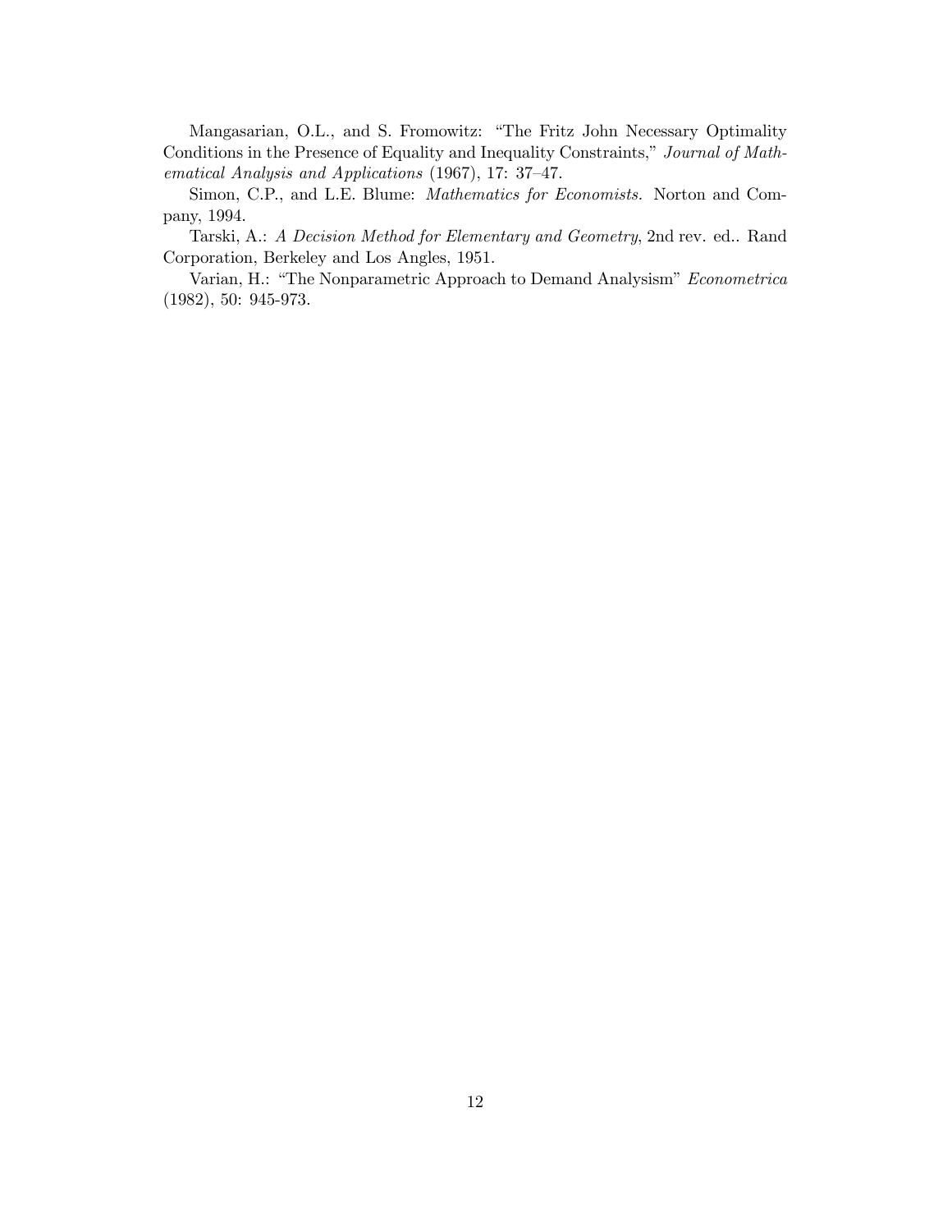Mangasarian, O.L., and S. Fromowitz: "The Fritz John Necessary Optimality Conditions in the Presence of Equality and Inequality Constraints," *Journal of Mathematical Analysis and Applications* (1967), 17: 37–47.

Simon, C.P., and L.E. Blume: *Mathematics for Economists.* Norton and Company, 1994.

Tarski, A.: *A Decision Method for Elementary and Geometry*, 2nd rev. ed.. Rand Corporation, Berkeley and Los Angles, 1951.

Varian, H.: "The Nonparametric Approach to Demand Analysism" *Econometrica* (1982), 50: 945-973.